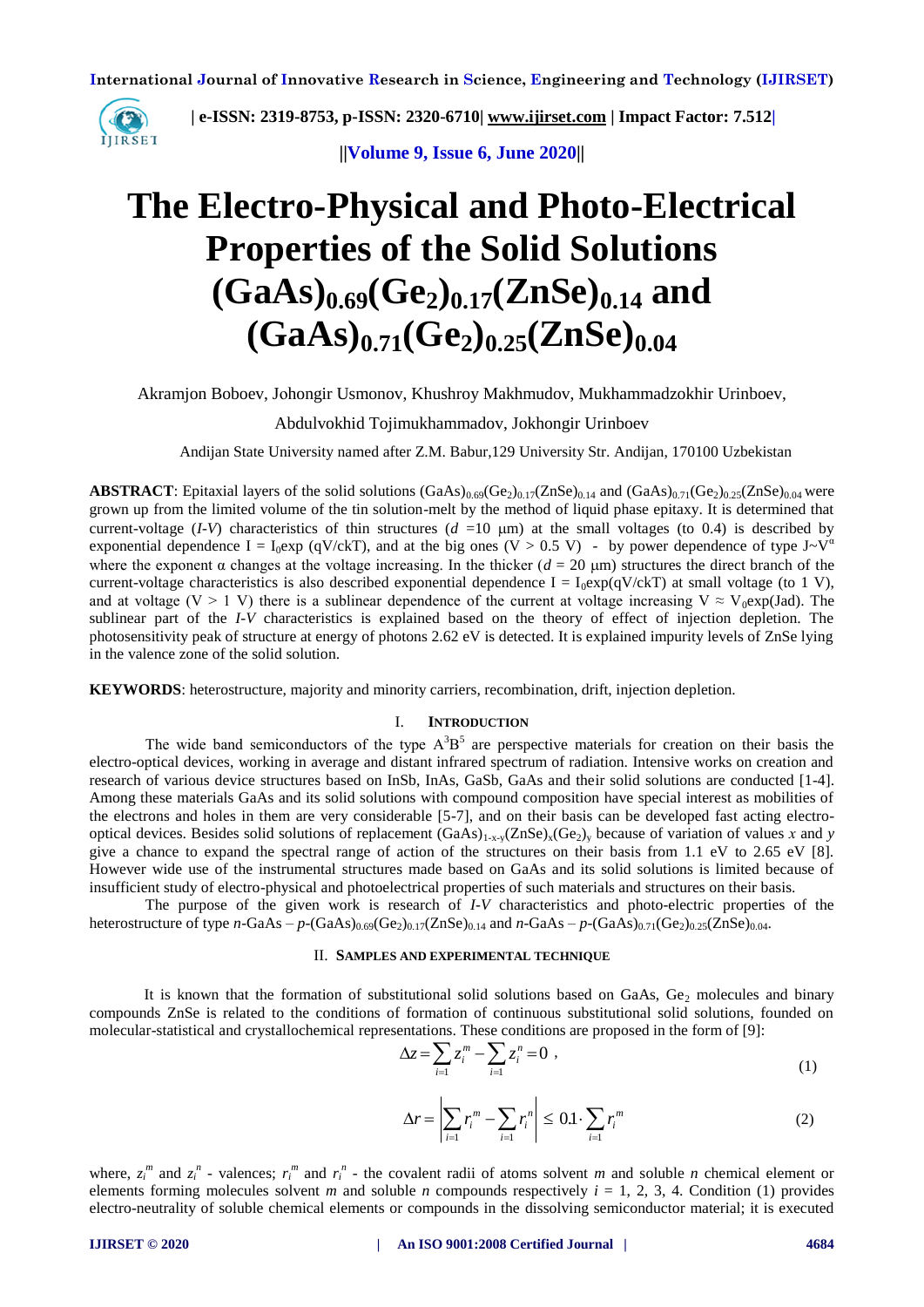# The Electro-Physical and Photo-Electrical Properties of the Solid Solutions $(GaAs)_{0.69}(Ge_2)_{0.17}(ZnSe)_{0.14}$ and $(GaAs)_{0.71}(Ge_2)_{0.25}(ZnSe)_{0.04}$

Akramjon Boboev, Johongir Usmonov, Khushroy Makhmudov, Mukhammadzokhir Urinboev,

Abdulvokhid Tojimukhammadov, Jokhongir Urinboev

Andijan State University named after Z.M. Babur,129 University Str. Andijan, 170100 Uzbekistan

**ABSTRACT**: Epitaxial layers of the solid solutions $(GaAs)_{0.69}(Ge_2)_{0.17}(ZnSe)_{0.14}$ and $(GaAs)_{0.71}(Ge_2)_{0.25}(ZnSe)_{0.04}$ were grown up from the limited volume of the tin solution-melt by the method of liquid phase epitaxy. It is determined that current-voltage (*I-V*) characteristics of thin structures ($d$ =10 μm) at the small voltages (to 0.4) is described by exponential dependence $I = I_0\exp(qV/ckT)$, and at the big ones (V > 0.5 V) - by power dependence of type $J \sim V^{\alpha}$ where the exponent α changes at the voltage increasing. In the thicker ($d$ = 20 μm) structures the direct branch of the current-voltage characteristics is also described exponential dependence $I = I_0\exp(qV/ckT)$ at small voltage (to 1 V), and at voltage (V > 1 V) there is a sublinear dependence of the current at voltage increasing $V \approx V_0\exp(Jad)$. The sublinear part of the *I-V* characteristics is explained based on the theory of effect of injection depletion. The photosensitivity peak of structure at energy of photons 2.62 eV is detected. It is explained impurity levels of ZnSe lying in the valence zone of the solid solution.

**KEYWORDS**: heterostructure, majority and minority carriers, recombination, drift, injection depletion.

## I. Introduction

The wide band semiconductors of the type $A^3B^5$ are perspective materials for creation on their basis the electro-optical devices, working in average and distant infrared spectrum of radiation. Intensive works on creation and research of various device structures based on InSb, InAs, GaSb, GaAs and their solid solutions are conducted [1-4]. Among these materials GaAs and its solid solutions with compound composition have special interest as mobilities of the electrons and holes in them are very considerable [5-7], and on their basis can be developed fast acting electro-optical devices. Besides solid solutions of replacement $(GaAs)_{1-x-y}(ZnSe)_x(Ge_2)_y$ because of variation of values $x$ and $y$ give a chance to expand the spectral range of action of the structures on their basis from 1.1 eV to 2.65 eV [8]. However wide use of the instrumental structures made based on GaAs and its solid solutions is limited because of insufficient study of electro-physical and photoelectrical properties of such materials and structures on their basis.

The purpose of the given work is research of *I-V* characteristics and photo-electric properties of the heterostructure of type $n$-GaAs – $p$-$(GaAs)_{0.69}(Ge_2)_{0.17}(ZnSe)_{0.14}$ and $n$-GaAs – $p$-$(GaAs)_{0.71}(Ge_2)_{0.25}(ZnSe)_{0.04}$.

## II. Samples and Experimental Technique

It is known that the formation of substitutional solid solutions based on GaAs, $Ge_2$ molecules and binary compounds ZnSe is related to the conditions of formation of continuous substitutional solid solutions, founded on molecular-statistical and crystallochemical representations. These conditions are proposed in the form of [9]:

$$\Delta z = \sum_{i=1} z_i^m - \sum_{i=1} z_i^n = 0 \ , \tag{1}$$

$$\Delta r = \left| \sum_{i=1} r_i^m - \sum_{i=1} r_i^n \right| \leq 0.1 \cdot \sum_{i=1} r_i^m \tag{2}$$

where, $z_i^m$ and $z_i^n$ - valences; $r_i^m$ and $r_i^n$ - the covalent radii of atoms solvent $m$ and soluble $n$ chemical element or elements forming molecules solvent $m$ and soluble $n$ compounds respectively $i$ = 1, 2, 3, 4. Condition (1) provides electro-neutrality of soluble chemical elements or compounds in the dissolving semiconductor material; it is executed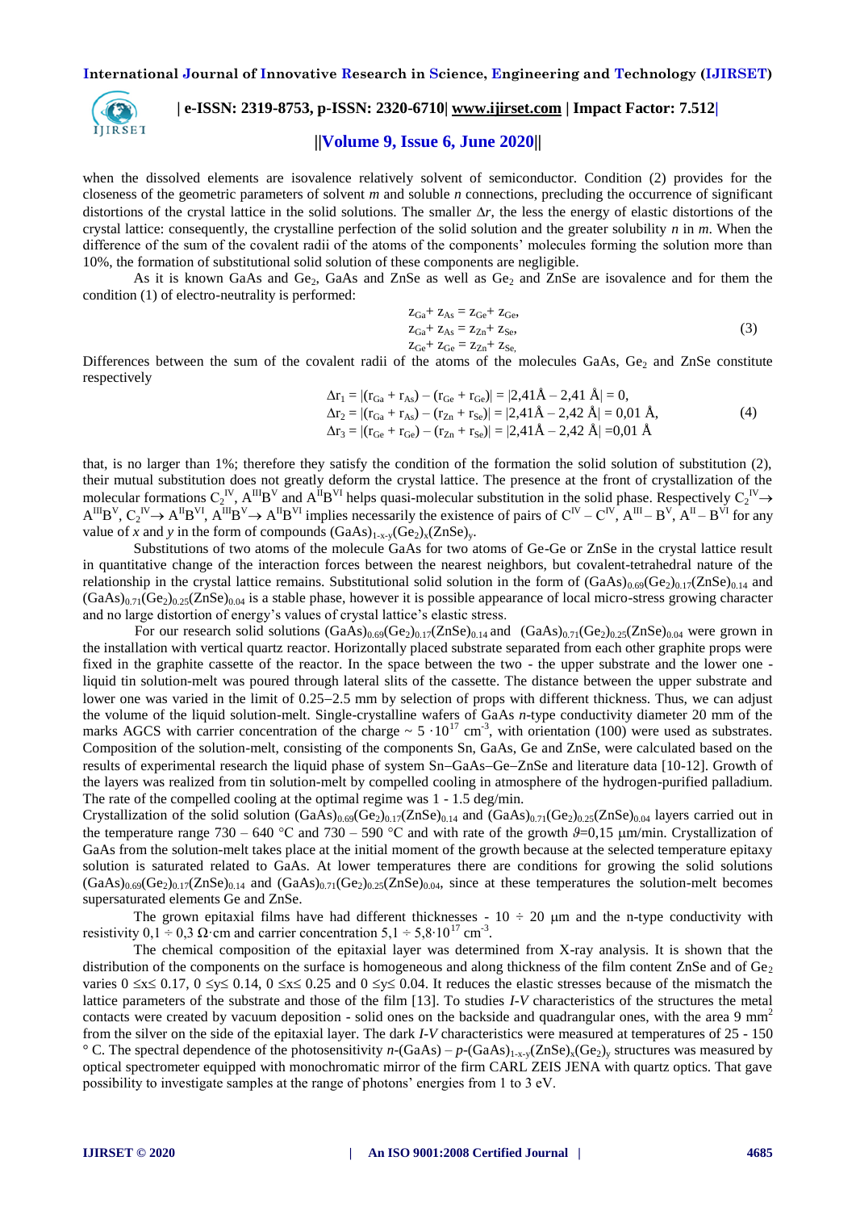when the dissolved elements are isovalence relatively solvent of semiconductor. Condition (2) provides for the closeness of the geometric parameters of solvent *m* and soluble *n* connections, precluding the occurrence of significant distortions of the crystal lattice in the solid solutions. The smaller $\Delta r$, the less the energy of elastic distortions of the crystal lattice: consequently, the crystalline perfection of the solid solution and the greater solubility *n* in *m*. When the difference of the sum of the covalent radii of the atoms of the components' molecules forming the solution more than 10%, the formation of substitutional solid solution of these components are negligible.

As it is known GaAs and $Ge_2$, GaAs and ZnSe as well as $Ge_2$ and ZnSe are isovalence and for them the condition (1) of electro-neutrality is performed:

$$
\begin{aligned}
z_{Ga} + z_{As} &= z_{Ge} + z_{Ge}, \\
z_{Ga} + z_{As} &= z_{Zn} + z_{Se}, \\
z_{Ge} + z_{Ge} &= z_{Zn} + z_{Se},
\end{aligned}
\tag{3}
$$

Differences between the sum of the covalent radii of the atoms of the molecules GaAs, $Ge_2$ and ZnSe constitute respectively

$$
\begin{aligned}
\Delta r_1 &= |(r_{Ga} + r_{As}) - (r_{Ge} + r_{Ge})| = |2{,}41\text{Å} - 2{,}41\ \text{Å}| = 0, \\
\Delta r_2 &= |(r_{Ga} + r_{As}) - (r_{Zn} + r_{Se})| = |2{,}41\text{Å} - 2{,}42\ \text{Å}| = 0{,}01\ \text{Å}, \\
\Delta r_3 &= |(r_{Ge} + r_{Ge}) - (r_{Zn} + r_{Se})| = |2{,}41\text{Å} - 2{,}42\ \text{Å}| = 0{,}01\ \text{Å}
\end{aligned}
\tag{4}
$$

that, is no larger than 1%; therefore they satisfy the condition of the formation the solid solution of substitution (2), their mutual substitution does not greatly deform the crystal lattice. The presence at the front of crystallization of the molecular formations $C_2^{IV}$, $A^{III}B^{V}$ and $A^{II}B^{VI}$ helps quasi-molecular substitution in the solid phase. Respectively $C_2^{IV} \rightarrow A^{III}B^{V}$, $C_2^{IV} \rightarrow A^{II}B^{VI}$, $A^{III}B^{V} \rightarrow A^{II}B^{VI}$ implies necessarily the existence of pairs of $C^{IV} - C^{IV}$, $A^{III} - B^{V}$, $A^{II} - B^{VI}$ for any value of *x* and *y* in the form of compounds $(GaAs)_{1-x-y}(Ge_2)_x(ZnSe)_y$.

Substitutions of two atoms of the molecule GaAs for two atoms of Ge-Ge or ZnSe in the crystal lattice result in quantitative change of the interaction forces between the nearest neighbors, but covalent-tetrahedral nature of the relationship in the crystal lattice remains. Substitutional solid solution in the form of $(GaAs)_{0.69}(Ge_2)_{0.17}(ZnSe)_{0.14}$ and $(GaAs)_{0.71}(Ge_2)_{0.25}(ZnSe)_{0.04}$ is a stable phase, however it is possible appearance of local micro-stress growing character and no large distortion of energy's values of crystal lattice's elastic stress.

For our research solid solutions $(GaAs)_{0.69}(Ge_2)_{0.17}(ZnSe)_{0.14}$ and $(GaAs)_{0.71}(Ge_2)_{0.25}(ZnSe)_{0.04}$ were grown in the installation with vertical quartz reactor. Horizontally placed substrate separated from each other graphite props were fixed in the graphite cassette of the reactor. In the space between the two - the upper substrate and the lower one - liquid tin solution-melt was poured through lateral slits of the cassette. The distance between the upper substrate and lower one was varied in the limit of 0.25–2.5 mm by selection of props with different thickness. Thus, we can adjust the volume of the liquid solution-melt. Single-crystalline wafers of GaAs *n*-type conductivity diameter 20 mm of the marks AGCS with carrier concentration of the charge $\sim 5 \cdot 10^{17}$ cm$^{-3}$, with orientation (100) were used as substrates. Composition of the solution-melt, consisting of the components Sn, GaAs, Ge and ZnSe, were calculated based on the results of experimental research the liquid phase of system Sn–GaAs–Ge–ZnSe and literature data [10-12]. Growth of the layers was realized from tin solution-melt by compelled cooling in atmosphere of the hydrogen-purified palladium. The rate of the compelled cooling at the optimal regime was 1 - 1.5 deg/min.

Crystallization of the solid solution $(GaAs)_{0.69}(Ge_2)_{0.17}(ZnSe)_{0.14}$ and $(GaAs)_{0.71}(Ge_2)_{0.25}(ZnSe)_{0.04}$ layers carried out in the temperature range 730 – 640 °C and 730 – 590 °C and with rate of the growth $\vartheta$=0,15 μm/min. Crystallization of GaAs from the solution-melt takes place at the initial moment of the growth because at the selected temperature epitaxy solution is saturated related to GaAs. At lower temperatures there are conditions for growing the solid solutions $(GaAs)_{0.69}(Ge_2)_{0.17}(ZnSe)_{0.14}$ and $(GaAs)_{0.71}(Ge_2)_{0.25}(ZnSe)_{0.04}$, since at these temperatures the solution-melt becomes supersaturated elements Ge and ZnSe.

The grown epitaxial films have had different thicknesses - 10 ÷ 20 μm and the n-type conductivity with resistivity 0,1 ÷ 0,3 Ω·cm and carrier concentration $5{,}1 \div 5{,}8 \cdot 10^{17}$ cm$^{-3}$.

The chemical composition of the epitaxial layer was determined from X-ray analysis. It is shown that the distribution of the components on the surface is homogeneous and along thickness of the film content ZnSe and of $Ge_2$ varies $0 \leq x \leq 0.17$, $0 \leq y \leq 0.14$, $0 \leq x \leq 0.25$ and $0 \leq y \leq 0.04$. It reduces the elastic stresses because of the mismatch the lattice parameters of the substrate and those of the film [13]. To studies *I-V* characteristics of the structures the metal contacts were created by vacuum deposition - solid ones on the backside and quadrangular ones, with the area 9 mm$^2$ from the silver on the side of the epitaxial layer. The dark *I-V* characteristics were measured at temperatures of 25 - 150 ° C. The spectral dependence of the photosensitivity *n*-(GaAs) – *p*-$(GaAs)_{1-x-y}(ZnSe)_x(Ge_2)_y$ structures was measured by optical spectrometer equipped with monochromatic mirror of the firm CARL ZEIS JENA with quartz optics. That gave possibility to investigate samples at the range of photons' energies from 1 to 3 eV.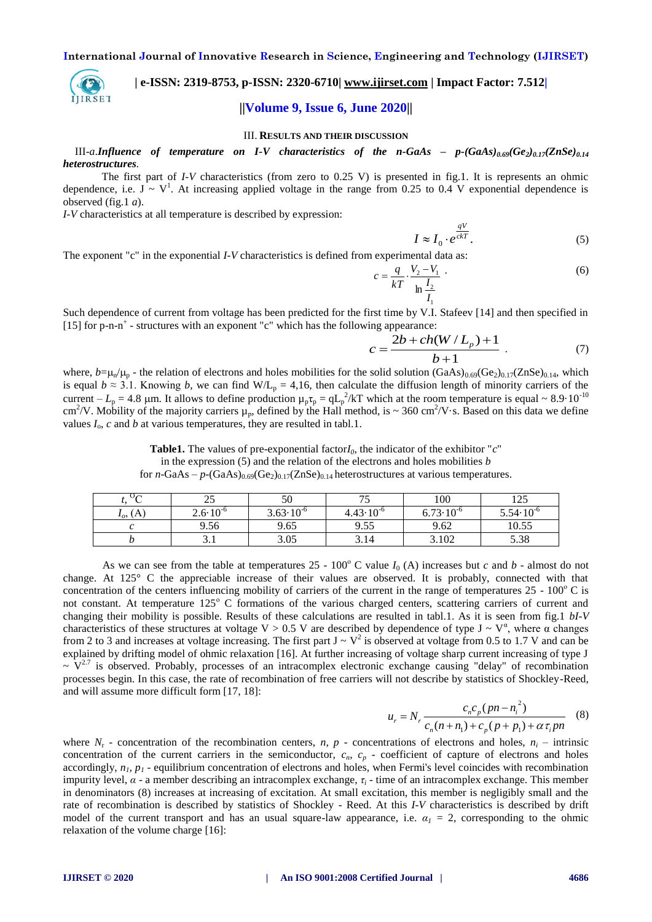## III. RESULTS AND THEIR DISCUSSION

III-*a*.***Influence of temperature on I-V characteristics of the n-GaAs – p-$(GaAs)_{0.69}(Ge_2)_{0.17}(ZnSe)_{0.14}$ heterostructures***.

The first part of *I-V* characteristics (from zero to 0.25 V) is presented in fig.1. It is represents an ohmic dependence, i.e. $J \sim V^1$. At increasing applied voltage in the range from 0.25 to 0.4 V exponential dependence is observed (fig.1 *a*).

*I-V* characteristics at all temperature is described by expression:

$$I \approx I_0 \cdot e^{\frac{qV}{ckT}}. \tag{5}$$

The exponent "c" in the exponential *I-V* characteristics is defined from experimental data as:

$$c = \frac{q}{kT} \cdot \frac{V_2 - V_1}{\ln \frac{I_2}{I_1}}. \tag{6}$$

Such dependence of current from voltage has been predicted for the first time by V.I. Stafeev [14] and then specified in [15] for p-n-n$^+$ - structures with an exponent "c" which has the following appearance:

$$c = \frac{2b + ch(W/L_p) + 1}{b+1}. \tag{7}$$

where, $b=\mu_n/\mu_p$ - the relation of electrons and holes mobilities for the solid solution $(GaAs)_{0.69}(Ge_2)_{0.17}(ZnSe)_{0.14}$, which is equal $b \approx 3.1$. Knowing *b*, we can find $W/L_p = 4{,}16$, then calculate the diffusion length of minority carriers of the current – $L_p = 4.8$ μm. It allows to define production $\mu_p\tau_p = qL_p^2/kT$ which at the room temperature is equal $\sim 8.9\cdot 10^{-10}$ cm$^2$/V. Mobility of the majority carriers $\mu_p$, defined by the Hall method, is ~ 360 cm$^2$/V·s. Based on this data we define values $I_o$, *c* and *b* at various temperatures, they are resulted in tabl.1.

**Table1.** The values of pre-exponential factor $I_0$, the indicator of the exhibitor "*c*" in the expression (5) and the relation of the electrons and holes mobilities *b* for *n*-GaAs – *p*-$(GaAs)_{0.69}(Ge_2)_{0.17}(ZnSe)_{0.14}$ heterostructures at various temperatures.

| *t*, $^0$C | 25 | 50 | 75 | 100 | 125 |
|---|---|---|---|---|---|
| $I_o$, (A) | $2.6\cdot 10^{-6}$ | $3.63\cdot 10^{-6}$ | $4.43\cdot 10^{-6}$ | $6.73\cdot 10^{-6}$ | $5.54\cdot 10^{-6}$ |
| *c* | 9.56 | 9.65 | 9.55 | 9.62 | 10.55 |
| *b* | 3.1 | 3.05 | 3.14 | 3.102 | 5.38 |

As we can see from the table at temperatures 25 - 100$^o$ C value $I_0$ (A) increases but *c* and *b* - almost do not change. At 125° C the appreciable increase of their values are observed. It is probably, connected with that concentration of the centers influencing mobility of carriers of the current in the range of temperatures 25 - 100$^o$ C is not constant. At temperature 125$^o$ C formations of the various charged centers, scattering carriers of current and changing their mobility is possible. Results of these calculations are resulted in tabl.1. As it is seen from fig.1 *bI-V* characteristics of these structures at voltage V > 0.5 V are described by dependence of type $J \sim V^\alpha$, where α changes from 2 to 3 and increases at voltage increasing. The first part $J \sim V^2$ is observed at voltage from 0.5 to 1.7 V and can be explained by drifting model of ohmic relaxation [16]. At further increasing of voltage sharp current increasing of type $J \sim V^{2.7}$ is observed. Probably, processes of an intracomplex electronic exchange causing "delay" of recombination processes begin. In this case, the rate of recombination of free carriers will not describe by statistics of Shockley-Reed, and will assume more difficult form [17, 18]:

$$u_r = N_r \frac{c_n c_p (pn - n_i^2)}{c_n(n+n_1) + c_p(p+p_1) + \alpha\tau_i pn} \tag{8}$$

where $N_r$ - concentration of the recombination centers, *n, p* - concentrations of electrons and holes, $n_i$ – intrinsic concentration of the current carriers in the semiconductor, $c_n$, $c_p$ - coefficient of capture of electrons and holes accordingly, $n_1$, $p_1$ - equilibrium concentration of electrons and holes, when Fermi's level coincides with recombination impurity level, *α* - a member describing an intracomplex exchange, $\tau_i$ - time of an intracomplex exchange. This member in denominators (8) increases at increasing of excitation. At small excitation, this member is negligibly small and the rate of recombination is described by statistics of Shockley - Reed. At this *I-V* characteristics is described by drift model of the current transport and has an usual square-law appearance, i.e. $\alpha_1 = 2$, corresponding to the ohmic relaxation of the volume charge [16]: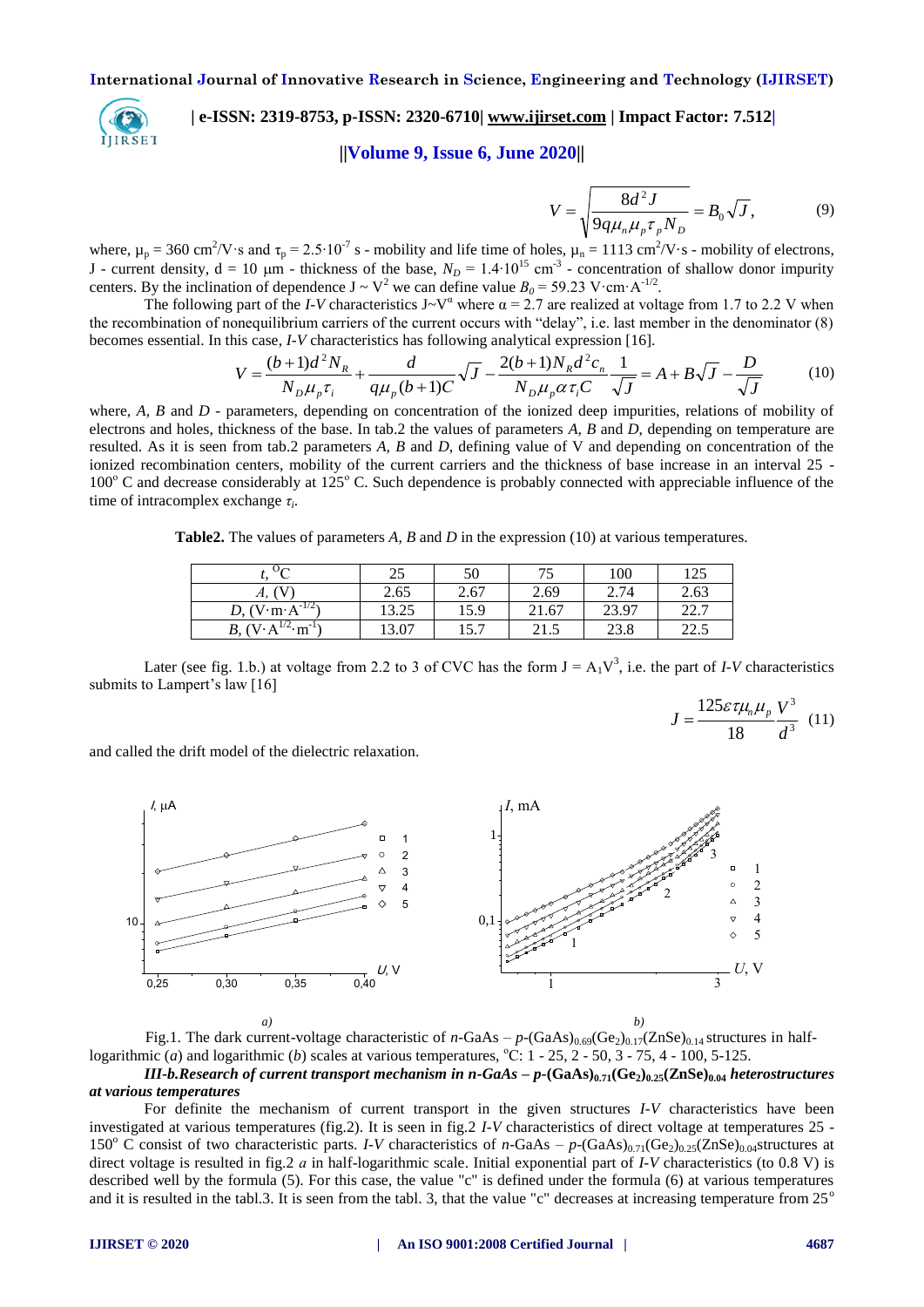$$V = \sqrt{\frac{8d^2 J}{9q\mu_n \mu_p \tau_p N_D}} = B_0 \sqrt{J}, \quad (9)$$

where, $\mu_p$ = 360 cm$^2$/V·s and $\tau_p$ = 2.5·10$^{-7}$ s - mobility and life time of holes, $\mu_n$ = 1113 cm$^2$/V·s - mobility of electrons, J - current density, d = 10 μm - thickness of the base, $N_D$ = 1.4·10$^{15}$ cm$^{-3}$ - concentration of shallow donor impurity centers. By the inclination of dependence J ~ V$^2$ we can define value $B_0$ = 59.23 V·cm·A$^{-1/2}$.

The following part of the *I-V* characteristics J~V$^\alpha$ where α = 2.7 are realized at voltage from 1.7 to 2.2 V when the recombination of nonequilibrium carriers of the current occurs with "delay", i.e. last member in the denominator (8) becomes essential. In this case, *I-V* characteristics has following analytical expression [16].

$$V = \frac{(b+1)d^2 N_R}{N_D \mu_p \tau_i} + \frac{d}{q\mu_p (b+1)C}\sqrt{J} - \frac{2(b+1)N_R d^2 c_n}{N_D \mu_p \alpha \tau_i C}\frac{1}{\sqrt{J}} = A + B\sqrt{J} - \frac{D}{\sqrt{J}} \quad (10)$$

where, *A*, *B* and *D* - parameters, depending on concentration of the ionized deep impurities, relations of mobility of electrons and holes, thickness of the base. In tab.2 the values of parameters *A*, *B* and *D*, depending on temperature are resulted. As it is seen from tab.2 parameters *A*, *B* and *D*, defining value of V and depending on concentration of the ionized recombination centers, mobility of the current carriers and the thickness of base increase in an interval 25 - 100$^o$ C and decrease considerably at 125$^o$ C. Such dependence is probably connected with appreciable influence of the time of intracomplex exchange $\tau_i$.

**Table2.** The values of parameters *A*, *B* and *D* in the expression (10) at various temperatures.

| $t$, $^O$C | 25 | 50 | 75 | 100 | 125 |
|---|---|---|---|---|---|
| *A*, (V) | 2.65 | 2.67 | 2.69 | 2.74 | 2.63 |
| *D*, (V·m·A$^{-1/2}$) | 13.25 | 15.9 | 21.67 | 23.97 | 22.7 |
| *B*, (V·A$^{1/2}$·m$^{-1}$) | 13.07 | 15.7 | 21.5 | 23.8 | 22.5 |

Later (see fig. 1.b.) at voltage from 2.2 to 3 of CVC has the form J = A$_1$V$^3$, i.e. the part of *I-V* characteristics submits to Lampert's law [16]

$$J = \frac{125\varepsilon\tau\mu_n\mu_p}{18}\frac{V^3}{d^3} \quad (11)$$

and called the drift model of the dielectric relaxation.

Fig.1. The dark current-voltage characteristic of *n*-GaAs – *p*-$(GaAs)_{0.69}(Ge_2)_{0.17}(ZnSe)_{0.14}$ structures in half-logarithmic (*a*) and logarithmic (*b*) scales at various temperatures, $^o$C: 1 - 25, 2 - 50, 3 - 75, 4 - 100, 5-125.

***III-b.Research of current transport mechanism in n-GaAs – p-$(GaAs)_{0.71}(Ge_2)_{0.25}(ZnSe)_{0.04}$ heterostructures at various temperatures***

For definite the mechanism of current transport in the given structures *I-V* characteristics have been investigated at various temperatures (fig.2). It is seen in fig.2 *I-V* characteristics of direct voltage at temperatures 25 - 150$^o$ C consist of two characteristic parts. *I-V* characteristics of *n*-GaAs – *p*-$(GaAs)_{0.71}(Ge_2)_{0.25}(ZnSe)_{0.04}$structures at direct voltage is resulted in fig.2 *a* in half-logarithmic scale. Initial exponential part of *I-V* characteristics (to 0.8 V) is described well by the formula (5). For this case, the value "c" is defined under the formula (6) at various temperatures and it is resulted in the tabl.3. It is seen from the tabl. 3, that the value "c" decreases at increasing temperature from 25$^o$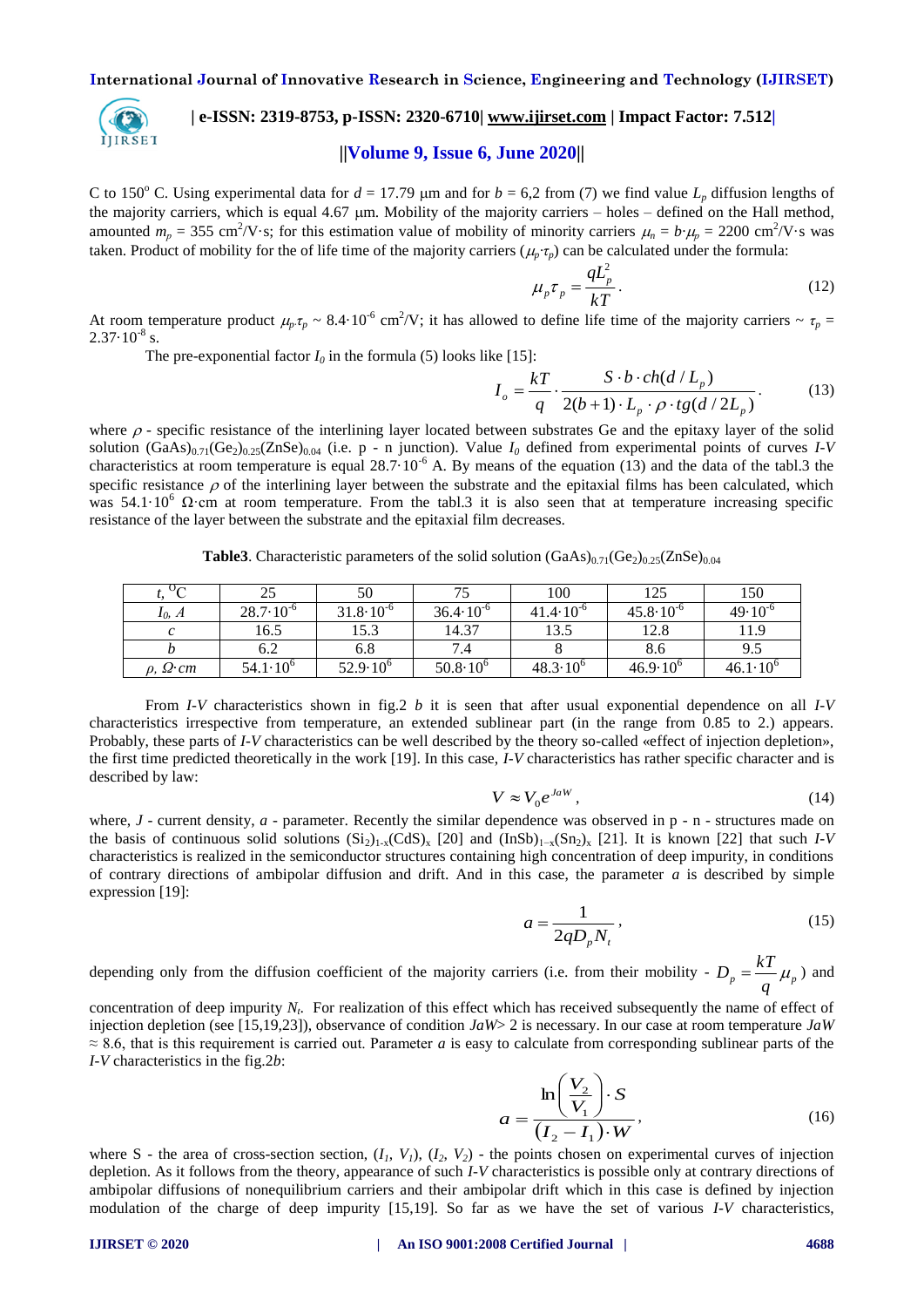C to 150° C. Using experimental data for $d$ = 17.79 μm and for $b$ = 6,2 from (7) we find value $L_p$ diffusion lengths of the majority carriers, which is equal 4.67 μm. Mobility of the majority carriers – holes – defined on the Hall method, amounted $m_p$ = 355 cm$^2$/V·s; for this estimation value of mobility of minority carriers $\mu_n = b\cdot\mu_p$ = 2200 cm$^2$/V·s was taken. Product of mobility for the of life time of the majority carriers ($\mu_p\cdot\tau_p$) can be calculated under the formula:

$$\mu_p \tau_p = \frac{qL_p^2}{kT}. \tag{12}$$

At room temperature product $\mu_p\tau_p \sim 8.4\cdot10^{-6}$ cm$^2$/V; it has allowed to define life time of the majority carriers ~ $\tau_p = 2.37\cdot10^{-8}$ s.

The pre-exponential factor $I_0$ in the formula (5) looks like [15]:

$$I_o = \frac{kT}{q}\cdot\frac{S\cdot b\cdot ch(d/L_p)}{2(b+1)\cdot L_p\cdot\rho\cdot tg(d/2L_p)}. \tag{13}$$

where $\rho$ - specific resistance of the interlining layer located between substrates Ge and the epitaxy layer of the solid solution $(GaAs)_{0.71}(Ge_2)_{0.25}(ZnSe)_{0.04}$ (i.e. p - n junction). Value $I_0$ defined from experimental points of curves *I-V* characteristics at room temperature is equal $28.7\cdot10^{-6}$ A. By means of the equation (13) and the data of the tabl.3 the specific resistance $\rho$ of the interlining layer between the substrate and the epitaxial films has been calculated, which was $54.1\cdot10^6$ Ω·cm at room temperature. From the tabl.3 it is also seen that at temperature increasing specific resistance of the layer between the substrate and the epitaxial film decreases.

**Table3**. Characteristic parameters of the solid solution $(GaAs)_{0.71}(Ge_2)_{0.25}(ZnSe)_{0.04}$

| $t$, $^{O}$C | 25 | 50 | 75 | 100 | 125 | 150 |
|---|---|---|---|---|---|---|
| $I_0$, $A$ | $28.7\cdot10^{-6}$ | $31.8\cdot10^{-6}$ | $36.4\cdot10^{-6}$ | $41.4\cdot10^{-6}$ | $45.8\cdot10^{-6}$ | $49\cdot10^{-6}$ |
| $c$ | 16.5 | 15.3 | 14.37 | 13.5 | 12.8 | 11.9 |
| $b$ | 6.2 | 6.8 | 7.4 | 8 | 8.6 | 9.5 |
| $\rho$, $\Omega\cdot cm$ | $54.1\cdot10^6$ | $52.9\cdot10^6$ | $50.8\cdot10^6$ | $48.3\cdot10^6$ | $46.9\cdot10^6$ | $46.1\cdot10^6$ |

From *I-V* characteristics shown in fig.2 *b* it is seen that after usual exponential dependence on all *I-V* characteristics irrespective from temperature, an extended sublinear part (in the range from 0.85 to 2.) appears. Probably, these parts of *I-V* characteristics can be well described by the theory so-called «effect of injection depletion», the first time predicted theoretically in the work [19]. In this case, *I-V* characteristics has rather specific character and is described by law:

$$V \approx V_0 e^{JaW}, \tag{14}$$

where, $J$ - current density, $a$ - parameter. Recently the similar dependence was observed in p - n - structures made on the basis of continuous solid solutions $(Si_2)_{1-x}(CdS)_x$ [20] and $(InSb)_{1-x}(Sn_2)_x$ [21]. It is known [22] that such *I-V* characteristics is realized in the semiconductor structures containing high concentration of deep impurity, in conditions of contrary directions of ambipolar diffusion and drift. And in this case, the parameter $a$ is described by simple expression [19]:

$$a = \frac{1}{2qD_pN_t}, \tag{15}$$

depending only from the diffusion coefficient of the majority carriers (i.e. from their mobility - $D_p = \frac{kT}{q}\mu_p$) and concentration of deep impurity $N_t$. For realization of this effect which has received subsequently the name of effect of injection depletion (see [15,19,23]), observance of condition $JaW$> 2 is necessary. In our case at room temperature $JaW \approx 8.6$, that is this requirement is carried out. Parameter $a$ is easy to calculate from corresponding sublinear parts of the *I-V* characteristics in the fig.2*b*:

$$a = \frac{\ln\left(\frac{V_2}{V_1}\right)\cdot S}{(I_2 - I_1)\cdot W}, \tag{16}$$

where S - the area of cross-section section, ($I_1$, $V_1$), ($I_2$, $V_2$) - the points chosen on experimental curves of injection depletion. As it follows from the theory, appearance of such *I-V* characteristics is possible only at contrary directions of ambipolar diffusions of nonequilibrium carriers and their ambipolar drift which in this case is defined by injection modulation of the charge of deep impurity [15,19]. So far as we have the set of various *I-V* characteristics,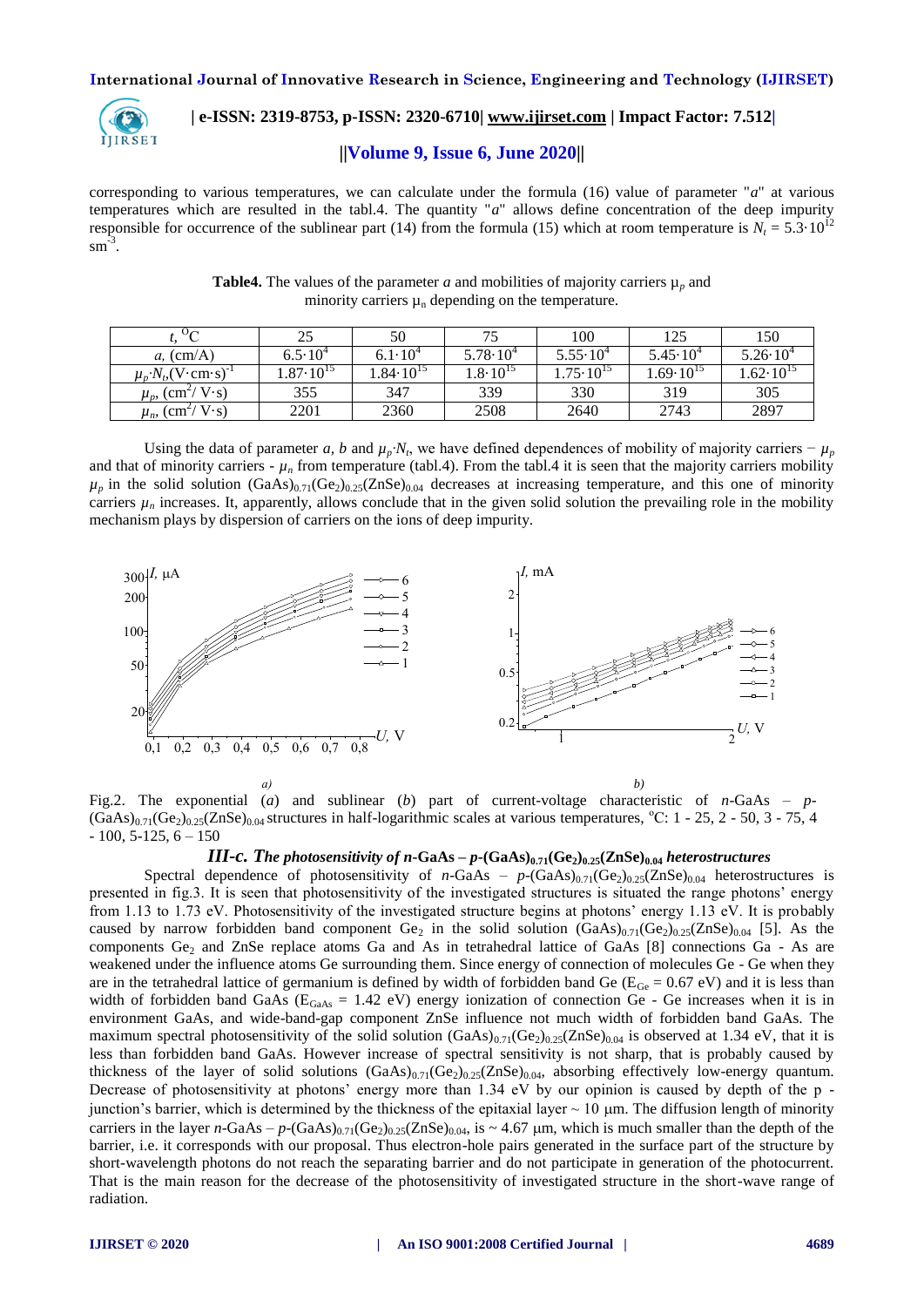corresponding to various temperatures, we can calculate under the formula (16) value of parameter "*a*" at various temperatures which are resulted in the tabl.4. The quantity "*a*" allows define concentration of the deep impurity responsible for occurrence of the sublinear part (14) from the formula (15) which at room temperature is $N_t = 5.3 \cdot 10^{12}$ $sm^{-3}$.

**Table4.** The values of the parameter *a* and mobilities of majority carriers $\mu_p$ and minority carriers $\mu_n$ depending on the temperature.

| $t$, $^{O}C$ | 25 | 50 | 75 | 100 | 125 | 150 |
|---|---|---|---|---|---|---|
| $a$, (cm/A) | $6.5 \cdot 10^4$ | $6.1 \cdot 10^4$ | $5.78 \cdot 10^4$ | $5.55 \cdot 10^4$ | $5.45 \cdot 10^4$ | $5.26 \cdot 10^4$ |
| $\mu_p \cdot N_t$, $(V \cdot cm \cdot s)^{-1}$ | $1.87 \cdot 10^{15}$ | $1.84 \cdot 10^{15}$ | $1.8 \cdot 10^{15}$ | $1.75 \cdot 10^{15}$ | $1.69 \cdot 10^{15}$ | $1.62 \cdot 10^{15}$ |
| $\mu_p$, $(cm^2/ V \cdot s)$ | 355 | 347 | 339 | 330 | 319 | 305 |
| $\mu_n$, $(cm^2/ V \cdot s)$ | 2201 | 2360 | 2508 | 2640 | 2743 | 2897 |

Using the data of parameter *a*, *b* and $\mu_p \cdot N_t$, we have defined dependences of mobility of majority carriers − $\mu_p$ and that of minority carriers - $\mu_n$ from temperature (tabl.4). From the tabl.4 it is seen that the majority carriers mobility $\mu_p$ in the solid solution $(GaAs)_{0.71}(Ge_2)_{0.25}(ZnSe)_{0.04}$ decreases at increasing temperature, and this one of minority carriers $\mu_n$ increases. It, apparently, allows conclude that in the given solid solution the prevailing role in the mobility mechanism plays by dispersion of carriers on the ions of deep impurity.

Fig.2. The exponential (*a*) and sublinear (*b*) part of current-voltage characteristic of *n*-GaAs – *p*-$(GaAs)_{0.71}(Ge_2)_{0.25}(ZnSe)_{0.04}$ structures in half-logarithmic scales at various temperatures, $^{o}C$: 1 - 25, 2 - 50, 3 - 75, 4 - 100, 5-125, 6 – 150

### *III-c. The photosensitivity of n-GaAs – p-$(GaAs)_{0.71}(Ge_2)_{0.25}(ZnSe)_{0.04}$ heterostructures*

Spectral dependence of photosensitivity of *n*-GaAs – *p*-$(GaAs)_{0.71}(Ge_2)_{0.25}(ZnSe)_{0.04}$ heterostructures is presented in fig.3. It is seen that photosensitivity of the investigated structures is situated the range photons' energy from 1.13 to 1.73 eV. Photosensitivity of the investigated structure begins at photons' energy 1.13 eV. It is probably caused by narrow forbidden band component $Ge_2$ in the solid solution $(GaAs)_{0.71}(Ge_2)_{0.25}(ZnSe)_{0.04}$ [5]. As the components $Ge_2$ and ZnSe replace atoms Ga and As in tetrahedral lattice of GaAs [8] connections Ga - As are weakened under the influence atoms Ge surrounding them. Since energy of connection of molecules Ge - Ge when they are in the tetrahedral lattice of germanium is defined by width of forbidden band Ge ($E_{Ge}$ = 0.67 eV) and it is less than width of forbidden band GaAs ($E_{GaAs}$ = 1.42 eV) energy ionization of connection Ge - Ge increases when it is in environment GaAs, and wide-band-gap component ZnSe influence not much width of forbidden band GaAs. The maximum spectral photosensitivity of the solid solution $(GaAs)_{0.71}(Ge_2)_{0.25}(ZnSe)_{0.04}$ is observed at 1.34 eV, that it is less than forbidden band GaAs. However increase of spectral sensitivity is not sharp, that is probably caused by thickness of the layer of solid solutions $(GaAs)_{0.71}(Ge_2)_{0.25}(ZnSe)_{0.04}$, absorbing effectively low-energy quantum. Decrease of photosensitivity at photons' energy more than 1.34 eV by our opinion is caused by depth of the p - junction's barrier, which is determined by the thickness of the epitaxial layer ~ 10 μm. The diffusion length of minority carriers in the layer *n*-GaAs – *p*-$(GaAs)_{0.71}(Ge_2)_{0.25}(ZnSe)_{0.04}$, is ~ 4.67 μm, which is much smaller than the depth of the barrier, i.e. it corresponds with our proposal. Thus electron-hole pairs generated in the surface part of the structure by short-wavelength photons do not reach the separating barrier and do not participate in generation of the photocurrent. That is the main reason for the decrease of the photosensitivity of investigated structure in the short-wave range of radiation.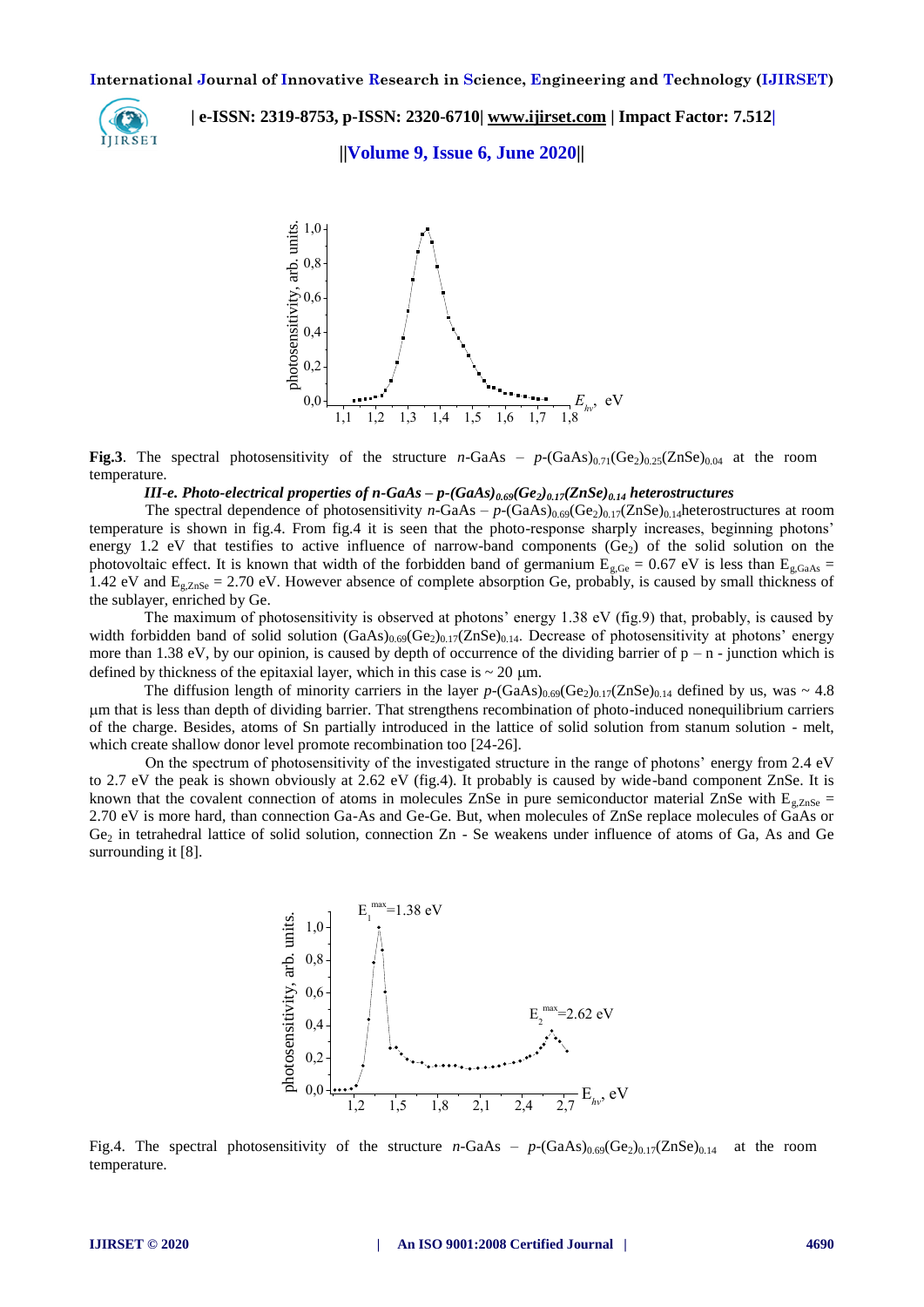**Fig.3**. The spectral photosensitivity of the structure *n*-GaAs – *p*-$(GaAs)_{0.71}(Ge_2)_{0.25}(ZnSe)_{0.04}$ at the room temperature.

### *III-e. Photo-electrical properties of n-GaAs – p-$(GaAs)_{0.69}(Ge_2)_{0.17}(ZnSe)_{0.14}$ heterostructures*

The spectral dependence of photosensitivity *n*-GaAs – *p*-$(GaAs)_{0.69}(Ge_2)_{0.17}(ZnSe)_{0.14}$heterostructures at room temperature is shown in fig.4. From fig.4 it is seen that the photo-response sharply increases, beginning photons' energy 1.2 eV that testifies to active influence of narrow-band components ($Ge_2$) of the solid solution on the photovoltaic effect. It is known that width of the forbidden band of germanium $E_{g,Ge}$ = 0.67 eV is less than $E_{g,GaAs}$ = 1.42 eV and $E_{g,ZnSe}$ = 2.70 eV. However absence of complete absorption Ge, probably, is caused by small thickness of the sublayer, enriched by Ge.

The maximum of photosensitivity is observed at photons' energy 1.38 eV (fig.9) that, probably, is caused by width forbidden band of solid solution $(GaAs)_{0.69}(Ge_2)_{0.17}(ZnSe)_{0.14}$. Decrease of photosensitivity at photons' energy more than 1.38 eV, by our opinion, is caused by depth of occurrence of the dividing barrier of p – n - junction which is defined by thickness of the epitaxial layer, which in this case is ~ 20 μm.

The diffusion length of minority carriers in the layer *p*-$(GaAs)_{0.69}(Ge_2)_{0.17}(ZnSe)_{0.14}$ defined by us, was ~ 4.8 μm that is less than depth of dividing barrier. That strengthens recombination of photo-induced nonequilibrium carriers of the charge. Besides, atoms of Sn partially introduced in the lattice of solid solution from stanum solution - melt, which create shallow donor level promote recombination too [24-26].

On the spectrum of photosensitivity of the investigated structure in the range of photons' energy from 2.4 eV to 2.7 eV the peak is shown obviously at 2.62 eV (fig.4). It probably is caused by wide-band component ZnSe. It is known that the covalent connection of atoms in molecules ZnSe in pure semiconductor material ZnSe with $E_{g,ZnSe}$ = 2.70 eV is more hard, than connection Ga-As and Ge-Ge. But, when molecules of ZnSe replace molecules of GaAs or $Ge_2$ in tetrahedral lattice of solid solution, connection Zn - Se weakens under influence of atoms of Ga, As and Ge surrounding it [8].

Fig.4. The spectral photosensitivity of the structure *n*-GaAs – *p*-$(GaAs)_{0.69}(Ge_2)_{0.17}(ZnSe)_{0.14}$ at the room temperature.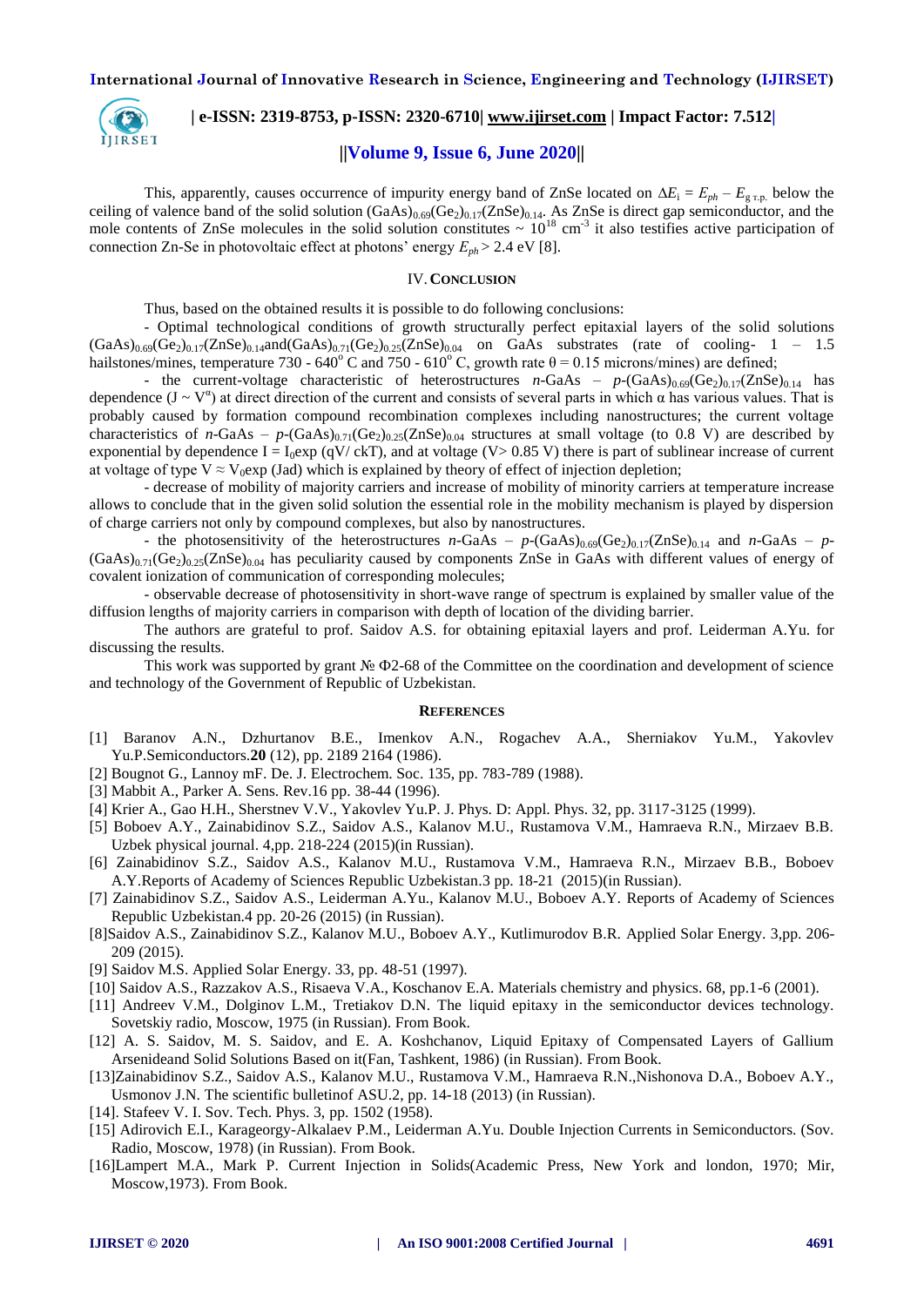This, apparently, causes occurrence of impurity energy band of ZnSe located on $\Delta E_i = E_{ph} - E_{g\ \text{т.р.}}$ below the ceiling of valence band of the solid solution $(GaAs)_{0.69}(Ge_2)_{0.17}(ZnSe)_{0.14}$. As ZnSe is direct gap semiconductor, and the mole contents of ZnSe molecules in the solid solution constitutes ~ $10^{18}$ cm$^{-3}$ it also testifies active participation of connection Zn-Se in photovoltaic effect at photons' energy $E_{ph} > 2.4$ eV [8].

## IV. Conclusion

Thus, based on the obtained results it is possible to do following conclusions:

- Optimal technological conditions of growth structurally perfect epitaxial layers of the solid solutions $(GaAs)_{0.69}(Ge_2)_{0.17}(ZnSe)_{0.14}$and$(GaAs)_{0.71}(Ge_2)_{0.25}(ZnSe)_{0.04}$ on GaAs substrates (rate of cooling- 1 – 1.5 hailstones/mines, temperature 730 - 640$^o$ C and 750 - 610$^o$ C, growth rate θ = 0.15 microns/mines) are defined;

- the current-voltage characteristic of heterostructures *n*-GaAs – *p*-$(GaAs)_{0.69}(Ge_2)_{0.17}(ZnSe)_{0.14}$ has dependence ($J \sim V^{\alpha}$) at direct direction of the current and consists of several parts in which α has various values. That is probably caused by formation compound recombination complexes including nanostructures; the current voltage characteristics of *n*-GaAs – *p*-$(GaAs)_{0.71}(Ge_2)_{0.25}(ZnSe)_{0.04}$ structures at small voltage (to 0.8 V) are described by exponential by dependence $I = I_0\exp(qV/ckT)$, and at voltage (V> 0.85 V) there is part of sublinear increase of current at voltage of type $V \approx V_0\exp(Jad)$ which is explained by theory of effect of injection depletion;

- decrease of mobility of majority carriers and increase of mobility of minority carriers at temperature increase allows to conclude that in the given solid solution the essential role in the mobility mechanism is played by dispersion of charge carriers not only by compound complexes, but also by nanostructures.

- the photosensitivity of the heterostructures *n*-GaAs – *p*-$(GaAs)_{0.69}(Ge_2)_{0.17}(ZnSe)_{0.14}$ and *n*-GaAs – *p*-$(GaAs)_{0.71}(Ge_2)_{0.25}(ZnSe)_{0.04}$ has peculiarity caused by components ZnSe in GaAs with different values of energy of covalent ionization of communication of corresponding molecules;

- observable decrease of photosensitivity in short-wave range of spectrum is explained by smaller value of the diffusion lengths of majority carriers in comparison with depth of location of the dividing barrier.

The authors are grateful to prof. Saidov A.S. for obtaining epitaxial layers and prof. Leiderman A.Yu. for discussing the results.

This work was supported by grant № Ф2-68 of the Committee on the coordination and development of science and technology of the Government of Republic of Uzbekistan.

## References

[1] Baranov A.N., Dzhurtanov B.E., Imenkov A.N., Rogachev A.A., Sherniakov Yu.M., Yakovlev Yu.P.Semiconductors.**20** (12), pp. 2189 2164 (1986).

[2] Bougnot G., Lannoy mF. De. J. Electrochem. Soc. 135, pp. 783-789 (1988).

[3] Mabbit A., Parker A. Sens. Rev.16 pp. 38-44 (1996).

[4] Krier A., Gao H.H., Sherstnev V.V., Yakovlev Yu.P. J. Phys. D: Appl. Phys. 32, pp. 3117-3125 (1999).

[5] Boboev A.Y., Zainabidinov S.Z., Saidov A.S., Kalanov M.U., Rustamova V.M., Hamraeva R.N., Mirzaev B.B. Uzbek physical journal. 4,pp. 218-224 (2015)(in Russian).

[6] Zainabidinov S.Z., Saidov A.S., Kalanov M.U., Rustamova V.M., Hamraeva R.N., Mirzaev B.B., Boboev A.Y.Reports of Academy of Sciences Republic Uzbekistan.3 pp. 18-21 (2015)(in Russian).

[7] Zainabidinov S.Z., Saidov A.S., Leiderman A.Yu., Kalanov M.U., Boboev A.Y. Reports of Academy of Sciences Republic Uzbekistan.4 pp. 20-26 (2015) (in Russian).

[8]Saidov A.S., Zainabidinov S.Z., Kalanov M.U., Boboev A.Y., Kutlimurodov B.R. Applied Solar Energy. 3,pp. 206-209 (2015).

[9] Saidov M.S. Applied Solar Energy. 33, pp. 48-51 (1997).

[10] Saidov A.S., Razzakov A.S., Risaeva V.A., Koschanov E.A. Materials chemistry and physics. 68, pp.1-6 (2001).

[11] Andreev V.M., Dolginov L.M., Tretiakov D.N. The liquid epitaxy in the semiconductor devices technology. Sovetskiy radio, Moscow, 1975 (in Russian). From Book.

[12] A. S. Saidov, M. S. Saidov, and E. A. Koshchanov, Liquid Epitaxy of Compensated Layers of Gallium Arsenideand Solid Solutions Based on it(Fan, Tashkent, 1986) (in Russian). From Book.

[13]Zainabidinov S.Z., Saidov A.S., Kalanov M.U., Rustamova V.M., Hamraeva R.N.,Nishonova D.A., Boboev A.Y., Usmonov J.N. The scientific bulletinof ASU.2, pp. 14-18 (2013) (in Russian).

[14]. Stafeev V. I. Sov. Tech. Phys. 3, pp. 1502 (1958).

[15] Adirovich E.I., Karageorgy-Alkalaev P.M., Leiderman A.Yu. Double Injection Currents in Semiconductors. (Sov. Radio, Moscow, 1978) (in Russian). From Book.

[16]Lampert M.A., Mark P. Current Injection in Solids(Academic Press, New York and london, 1970; Mir, Moscow,1973). From Book.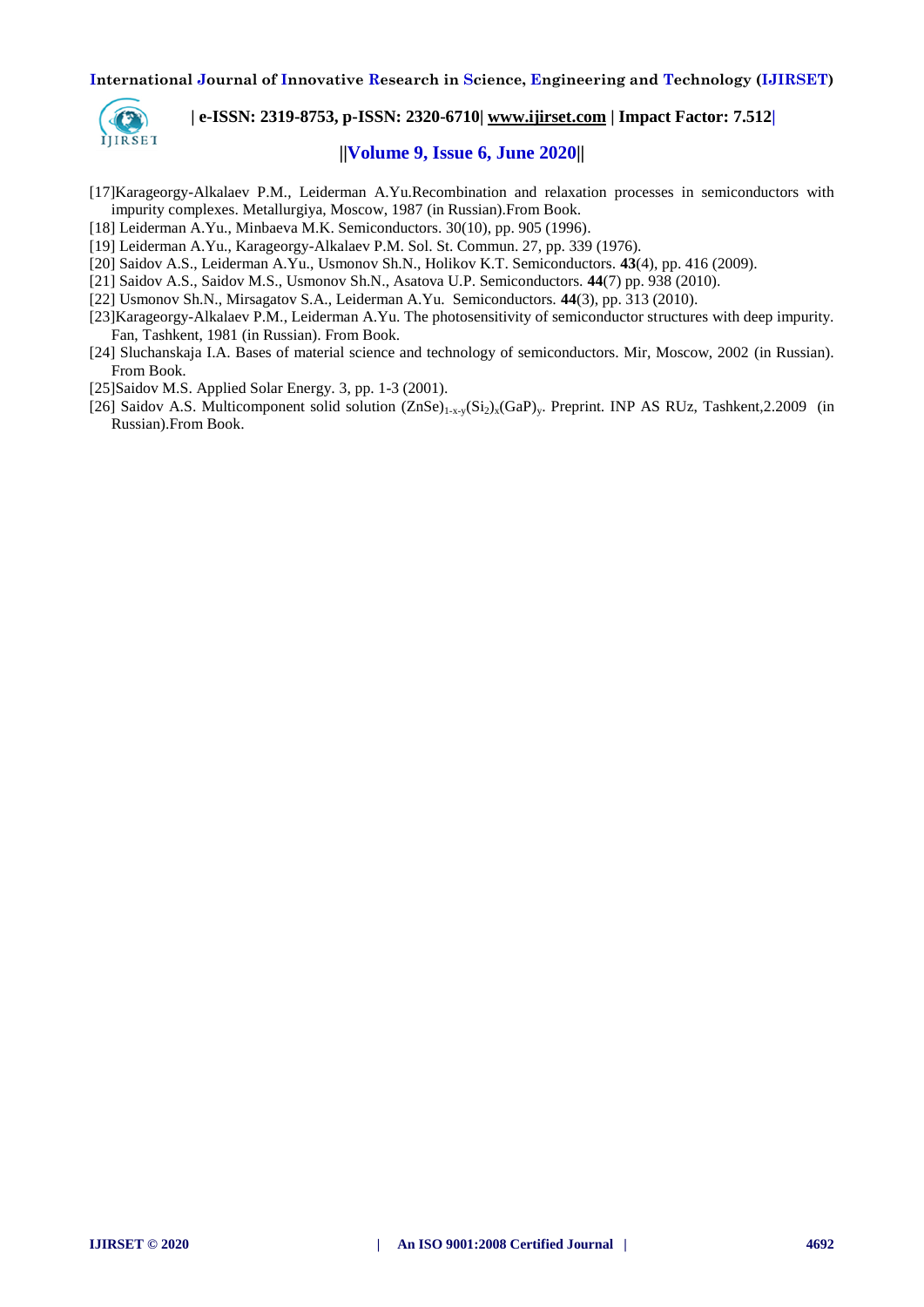[17]Karageorgy-Alkalaev P.M., Leiderman A.Yu.Recombination and relaxation processes in semiconductors with impurity complexes. Metallurgiya, Moscow, 1987 (in Russian).From Book.

[18] Leiderman A.Yu., Minbaeva M.K. Semiconductors. 30(10), pp. 905 (1996).

[19] Leiderman A.Yu., Karageorgy-Alkalaev P.M. Sol. St. Commun. 27, pp. 339 (1976).

[20] Saidov A.S., Leiderman A.Yu., Usmonov Sh.N., Holikov K.T. Semiconductors. **43**(4), pp. 416 (2009).

[21] Saidov A.S., Saidov M.S., Usmonov Sh.N., Asatova U.P. Semiconductors. **44**(7) pp. 938 (2010).

[22] Usmonov Sh.N., Mirsagatov S.A., Leiderman A.Yu. Semiconductors. **44**(3), pp. 313 (2010).

[23]Karageorgy-Alkalaev P.M., Leiderman A.Yu. The photosensitivity of semiconductor structures with deep impurity. Fan, Tashkent, 1981 (in Russian). From Book.

[24] Sluchanskaja I.A. Bases of material science and technology of semiconductors. Mir, Moscow, 2002 (in Russian). From Book.

[25]Saidov M.S. Applied Solar Energy. 3, pp. 1-3 (2001).

[26] Saidov A.S. Multicomponent solid solution $(ZnSe)_{1-x-y}(Si_2)_x(GaP)_y$. Preprint. INP AS RUz, Tashkent,2.2009 (in Russian).From Book.